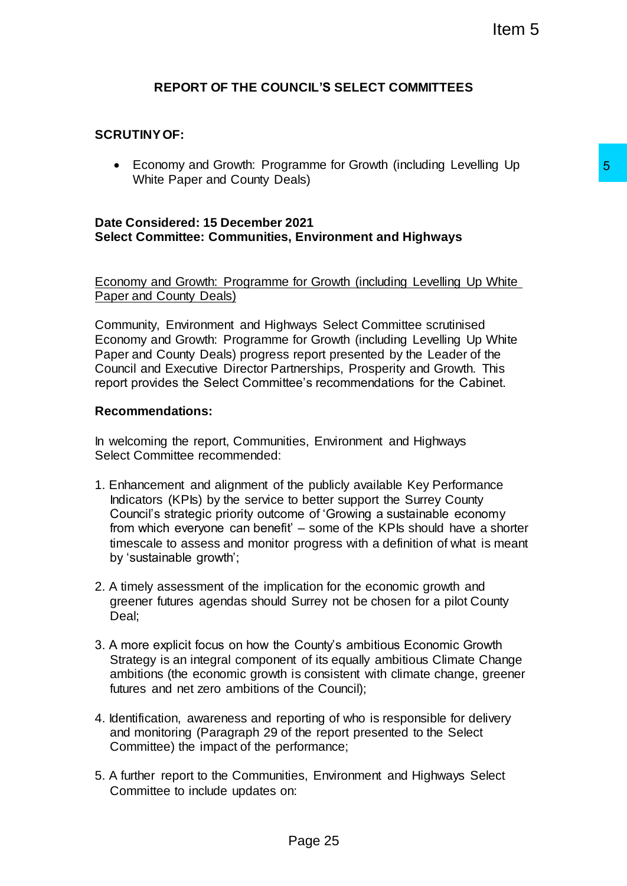# REPORT OF THE COUNCIL'S SELECT COMMITTEES

**SCRUTINY OF:**

- Economy and Growth: Programme for Growth (including Levelling Up White Paper and County Deals)

**Date Considered: 15 December 2021**
**Select Committee: Communities, Environment and Highways**

<u>Economy and Growth: Programme for Growth (including Levelling Up White Paper and County Deals)</u>

Community, Environment and Highways Select Committee scrutinised Economy and Growth: Programme for Growth (including Levelling Up White Paper and County Deals) progress report presented by the Leader of the Council and Executive Director Partnerships, Prosperity and Growth. This report provides the Select Committee's recommendations for the Cabinet.

**Recommendations:**

In welcoming the report, Communities, Environment and Highways Select Committee recommended:

1. Enhancement and alignment of the publicly available Key Performance Indicators (KPIs) by the service to better support the Surrey County Council's strategic priority outcome of 'Growing a sustainable economy from which everyone can benefit' – some of the KPIs should have a shorter timescale to assess and monitor progress with a definition of what is meant by 'sustainable growth';

2. A timely assessment of the implication for the economic growth and greener futures agendas should Surrey not be chosen for a pilot County Deal;

3. A more explicit focus on how the County's ambitious Economic Growth Strategy is an integral component of its equally ambitious Climate Change ambitions (the economic growth is consistent with climate change, greener futures and net zero ambitions of the Council);

4. Identification, awareness and reporting of who is responsible for delivery and monitoring (Paragraph 29 of the report presented to the Select Committee) the impact of the performance;

5. A further report to the Communities, Environment and Highways Select Committee to include updates on: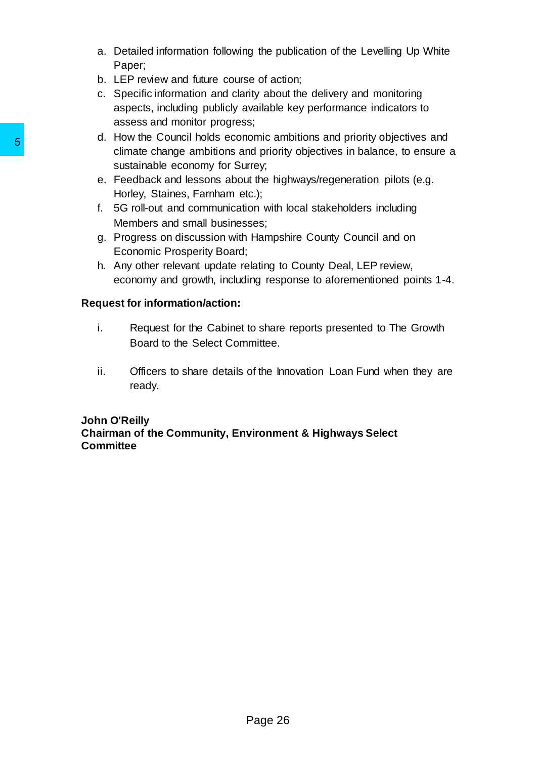a. Detailed information following the publication of the Levelling Up White Paper;
b. LEP review and future course of action;
c. Specific information and clarity about the delivery and monitoring aspects, including publicly available key performance indicators to assess and monitor progress;
d. How the Council holds economic ambitions and priority objectives and climate change ambitions and priority objectives in balance, to ensure a sustainable economy for Surrey;
e. Feedback and lessons about the highways/regeneration pilots (e.g. Horley, Staines, Farnham etc.);
f. 5G roll-out and communication with local stakeholders including Members and small businesses;
g. Progress on discussion with Hampshire County Council and on Economic Prosperity Board;
h. Any other relevant update relating to County Deal, LEP review, economy and growth, including response to aforementioned points 1-4.

**Request for information/action:**

i. Request for the Cabinet to share reports presented to The Growth Board to the Select Committee.

ii. Officers to share details of the Innovation Loan Fund when they are ready.

**John O'Reilly**
**Chairman of the Community, Environment & Highways Select Committee**